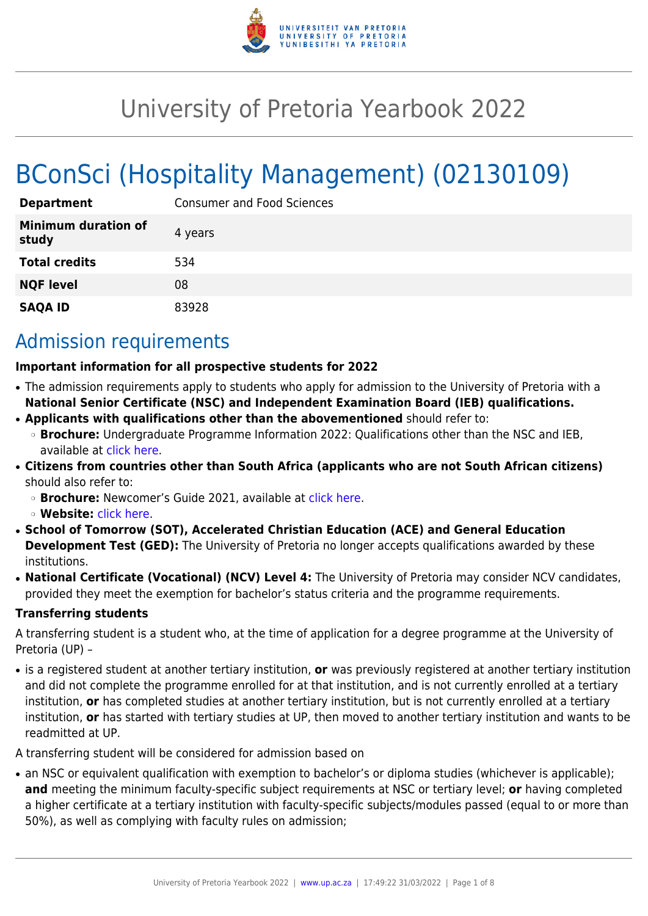# University of Pretoria Yearbook 2022

# BConSci (Hospitality Management) (02130109)

| | |
|---|---|
| **Department** | Consumer and Food Sciences |
| **Minimum duration of study** | 4 years |
| **Total credits** | 534 |
| **NQF level** | 08 |
| **SAQA ID** | 83928 |

## Admission requirements

**Important information for all prospective students for 2022**

- The admission requirements apply to students who apply for admission to the University of Pretoria with a **National Senior Certificate (NSC) and Independent Examination Board (IEB) qualifications.**
- **Applicants with qualifications other than the abovementioned** should refer to:
  - **Brochure:** Undergraduate Programme Information 2022: Qualifications other than the NSC and IEB, available at click here.
- **Citizens from countries other than South Africa (applicants who are not South African citizens)** should also refer to:
  - **Brochure:** Newcomer's Guide 2021, available at click here.
  - **Website:** click here.
- **School of Tomorrow (SOT), Accelerated Christian Education (ACE) and General Education Development Test (GED):** The University of Pretoria no longer accepts qualifications awarded by these institutions.
- **National Certificate (Vocational) (NCV) Level 4:** The University of Pretoria may consider NCV candidates, provided they meet the exemption for bachelor's status criteria and the programme requirements.

**Transferring students**

A transferring student is a student who, at the time of application for a degree programme at the University of Pretoria (UP) –

- is a registered student at another tertiary institution, **or** was previously registered at another tertiary institution and did not complete the programme enrolled for at that institution, and is not currently enrolled at a tertiary institution, **or** has completed studies at another tertiary institution, but is not currently enrolled at a tertiary institution, **or** has started with tertiary studies at UP, then moved to another tertiary institution and wants to be readmitted at UP.

A transferring student will be considered for admission based on

- an NSC or equivalent qualification with exemption to bachelor's or diploma studies (whichever is applicable); **and** meeting the minimum faculty-specific subject requirements at NSC or tertiary level; **or** having completed a higher certificate at a tertiary institution with faculty-specific subjects/modules passed (equal to or more than 50%), as well as complying with faculty rules on admission;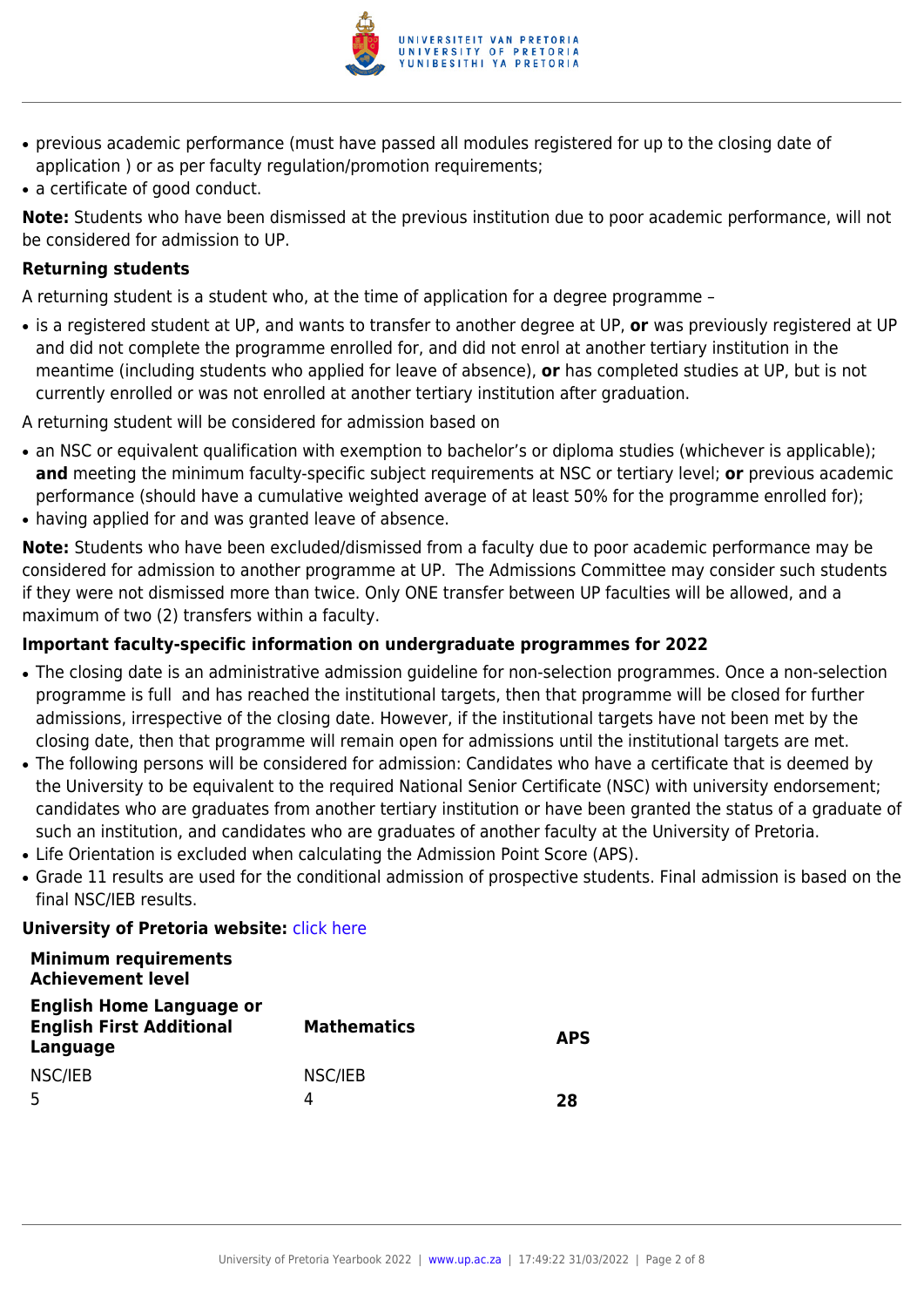- previous academic performance (must have passed all modules registered for up to the closing date of application ) or as per faculty regulation/promotion requirements;
- a certificate of good conduct.

**Note:** Students who have been dismissed at the previous institution due to poor academic performance, will not be considered for admission to UP.

**Returning students**

A returning student is a student who, at the time of application for a degree programme –

- is a registered student at UP, and wants to transfer to another degree at UP, **or** was previously registered at UP and did not complete the programme enrolled for, and did not enrol at another tertiary institution in the meantime (including students who applied for leave of absence), **or** has completed studies at UP, but is not currently enrolled or was not enrolled at another tertiary institution after graduation.

A returning student will be considered for admission based on

- an NSC or equivalent qualification with exemption to bachelor's or diploma studies (whichever is applicable); **and** meeting the minimum faculty-specific subject requirements at NSC or tertiary level; **or** previous academic performance (should have a cumulative weighted average of at least 50% for the programme enrolled for);
- having applied for and was granted leave of absence.

**Note:** Students who have been excluded/dismissed from a faculty due to poor academic performance may be considered for admission to another programme at UP. The Admissions Committee may consider such students if they were not dismissed more than twice. Only ONE transfer between UP faculties will be allowed, and a maximum of two (2) transfers within a faculty.

**Important faculty-specific information on undergraduate programmes for 2022**

- The closing date is an administrative admission guideline for non-selection programmes. Once a non-selection programme is full and has reached the institutional targets, then that programme will be closed for further admissions, irrespective of the closing date. However, if the institutional targets have not been met by the closing date, then that programme will remain open for admissions until the institutional targets are met.
- The following persons will be considered for admission: Candidates who have a certificate that is deemed by the University to be equivalent to the required National Senior Certificate (NSC) with university endorsement; candidates who are graduates from another tertiary institution or have been granted the status of a graduate of such an institution, and candidates who are graduates of another faculty at the University of Pretoria.
- Life Orientation is excluded when calculating the Admission Point Score (APS).
- Grade 11 results are used for the conditional admission of prospective students. Final admission is based on the final NSC/IEB results.

**University of Pretoria website:** click here

| **Minimum requirements Achievement level** | | |
|---|---|---|
| **English Home Language or English First Additional Language** | **Mathematics** | **APS** |
| NSC/IEB<br>5 | NSC/IEB<br>4 | **28** |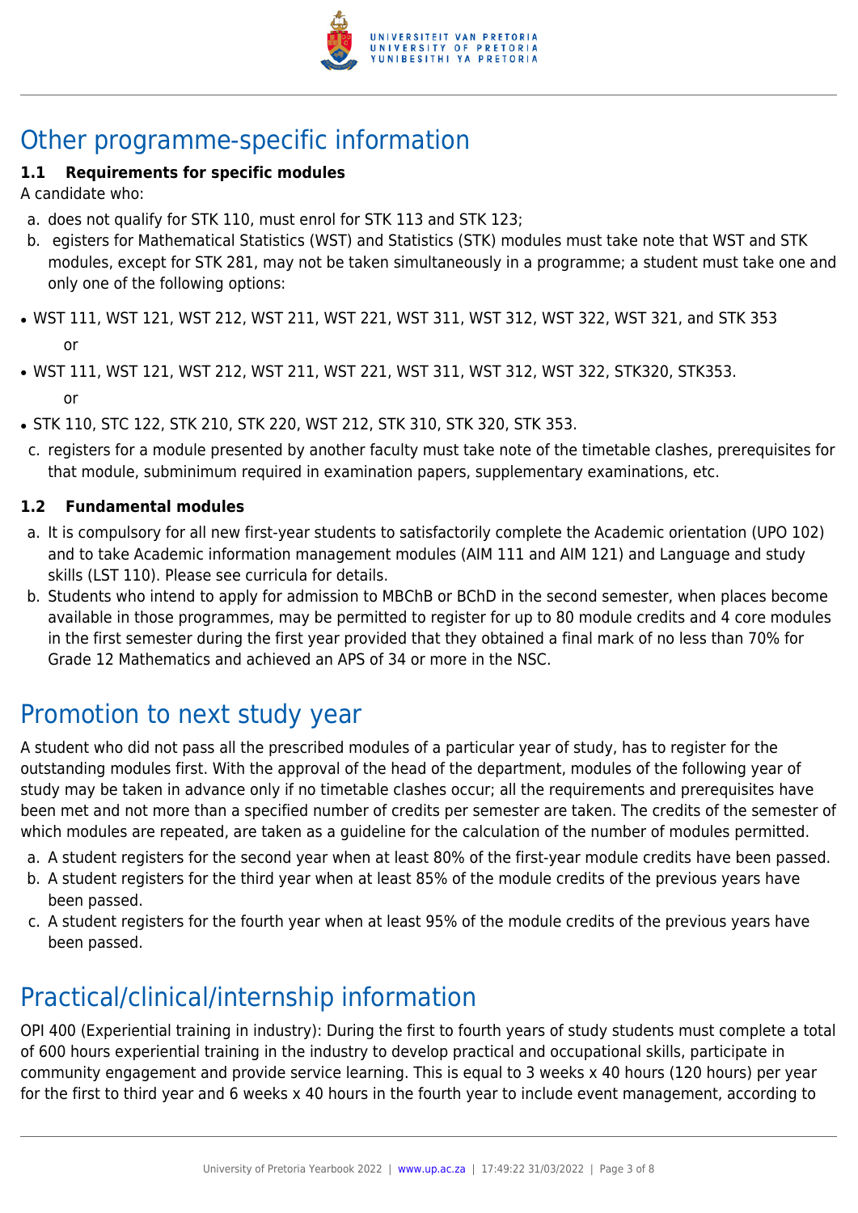# Other programme-specific information

**1.1 Requirements for specific modules**

A candidate who:

a. does not qualify for STK 110, must enrol for STK 113 and STK 123;
b. egisters for Mathematical Statistics (WST) and Statistics (STK) modules must take note that WST and STK modules, except for STK 281, may not be taken simultaneously in a programme; a student must take one and only one of the following options:

- WST 111, WST 121, WST 212, WST 211, WST 221, WST 311, WST 312, WST 322, WST 321, and STK 353

  or

- WST 111, WST 121, WST 212, WST 211, WST 221, WST 311, WST 312, WST 322, STK320, STK353.

  or

- STK 110, STC 122, STK 210, STK 220, WST 212, STK 310, STK 320, STK 353.

c. registers for a module presented by another faculty must take note of the timetable clashes, prerequisites for that module, subminimum required in examination papers, supplementary examinations, etc.

**1.2 Fundamental modules**

a. It is compulsory for all new first-year students to satisfactorily complete the Academic orientation (UPO 102) and to take Academic information management modules (AIM 111 and AIM 121) and Language and study skills (LST 110). Please see curricula for details.
b. Students who intend to apply for admission to MBChB or BChD in the second semester, when places become available in those programmes, may be permitted to register for up to 80 module credits and 4 core modules in the first semester during the first year provided that they obtained a final mark of no less than 70% for Grade 12 Mathematics and achieved an APS of 34 or more in the NSC.

# Promotion to next study year

A student who did not pass all the prescribed modules of a particular year of study, has to register for the outstanding modules first. With the approval of the head of the department, modules of the following year of study may be taken in advance only if no timetable clashes occur; all the requirements and prerequisites have been met and not more than a specified number of credits per semester are taken. The credits of the semester of which modules are repeated, are taken as a guideline for the calculation of the number of modules permitted.

a. A student registers for the second year when at least 80% of the first-year module credits have been passed.
b. A student registers for the third year when at least 85% of the module credits of the previous years have been passed.
c. A student registers for the fourth year when at least 95% of the module credits of the previous years have been passed.

# Practical/clinical/internship information

OPI 400 (Experiential training in industry): During the first to fourth years of study students must complete a total of 600 hours experiential training in the industry to develop practical and occupational skills, participate in community engagement and provide service learning. This is equal to 3 weeks x 40 hours (120 hours) per year for the first to third year and 6 weeks x 40 hours in the fourth year to include event management, according to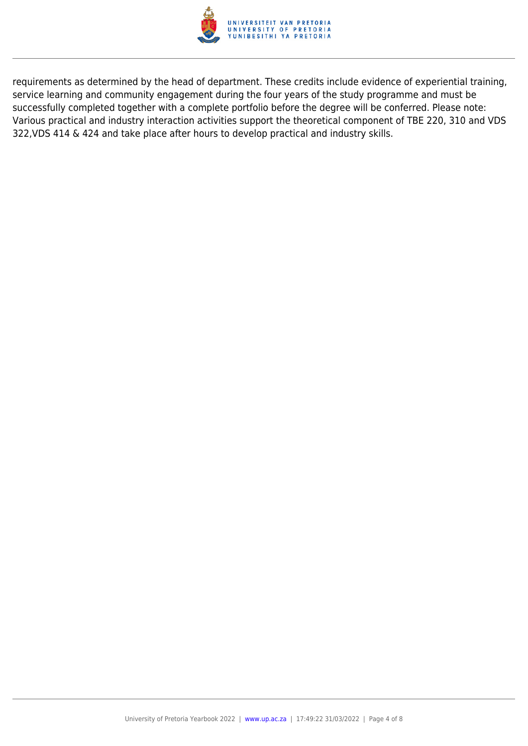requirements as determined by the head of department. These credits include evidence of experiential training, service learning and community engagement during the four years of the study programme and must be successfully completed together with a complete portfolio before the degree will be conferred. Please note: Various practical and industry interaction activities support the theoretical component of TBE 220, 310 and VDS 322,VDS 414 & 424 and take place after hours to develop practical and industry skills.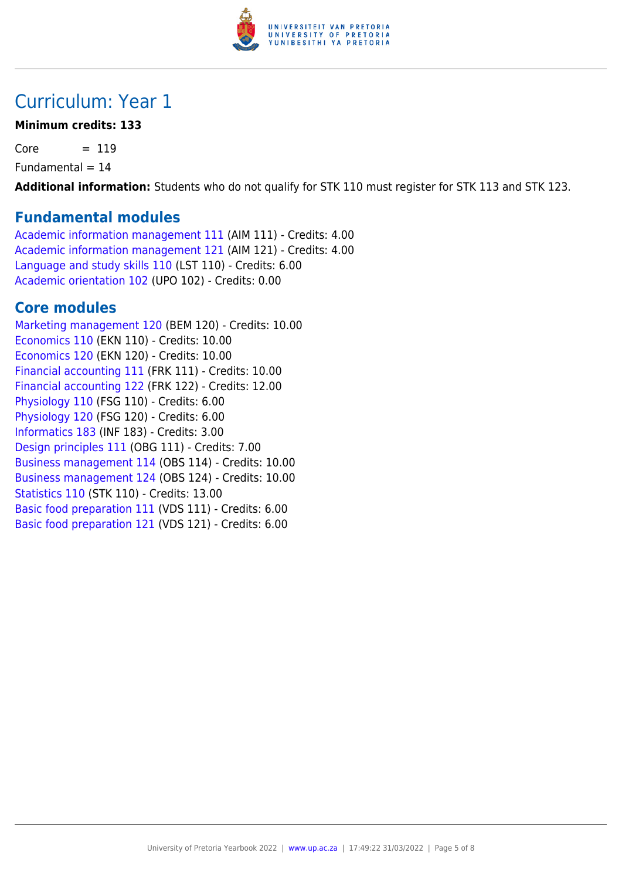# Curriculum: Year 1

**Minimum credits: 133**

Core = 119

Fundamental = 14

**Additional information:** Students who do not qualify for STK 110 must register for STK 113 and STK 123.

## Fundamental modules

Academic information management 111 (AIM 111) - Credits: 4.00
Academic information management 121 (AIM 121) - Credits: 4.00
Language and study skills 110 (LST 110) - Credits: 6.00
Academic orientation 102 (UPO 102) - Credits: 0.00

## Core modules

Marketing management 120 (BEM 120) - Credits: 10.00
Economics 110 (EKN 110) - Credits: 10.00
Economics 120 (EKN 120) - Credits: 10.00
Financial accounting 111 (FRK 111) - Credits: 10.00
Financial accounting 122 (FRK 122) - Credits: 12.00
Physiology 110 (FSG 110) - Credits: 6.00
Physiology 120 (FSG 120) - Credits: 6.00
Informatics 183 (INF 183) - Credits: 3.00
Design principles 111 (OBG 111) - Credits: 7.00
Business management 114 (OBS 114) - Credits: 10.00
Business management 124 (OBS 124) - Credits: 10.00
Statistics 110 (STK 110) - Credits: 13.00
Basic food preparation 111 (VDS 111) - Credits: 6.00
Basic food preparation 121 (VDS 121) - Credits: 6.00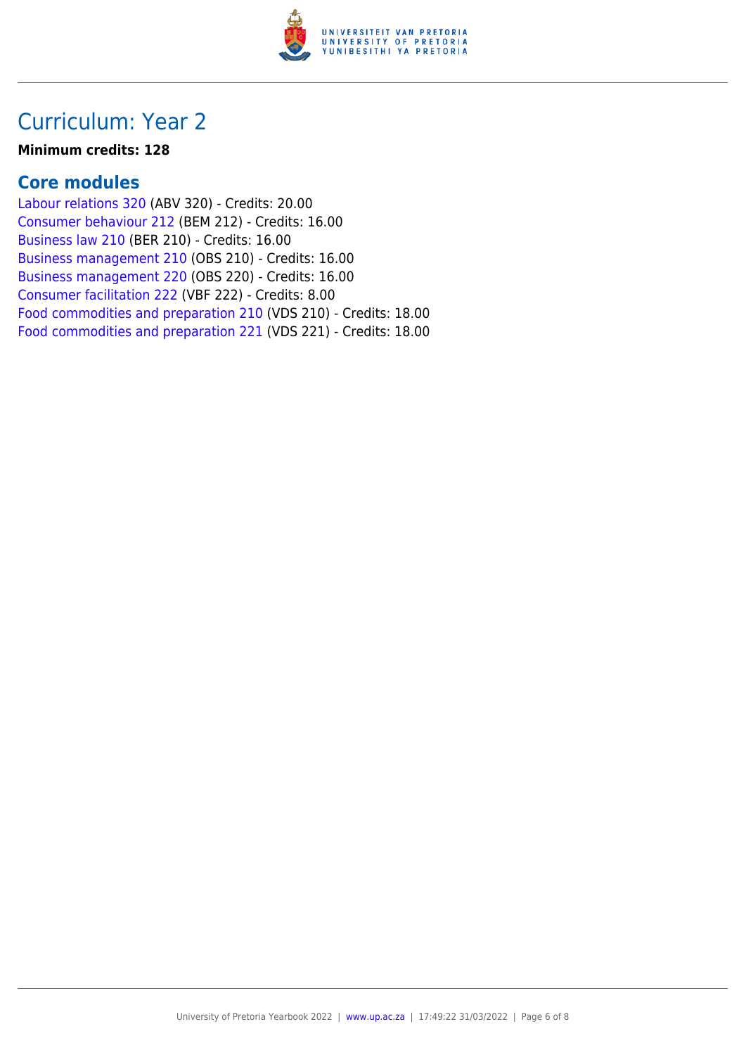# Curriculum: Year 2

**Minimum credits: 128**

## Core modules

Labour relations 320 (ABV 320) - Credits: 20.00
Consumer behaviour 212 (BEM 212) - Credits: 16.00
Business law 210 (BER 210) - Credits: 16.00
Business management 210 (OBS 210) - Credits: 16.00
Business management 220 (OBS 220) - Credits: 16.00
Consumer facilitation 222 (VBF 222) - Credits: 8.00
Food commodities and preparation 210 (VDS 210) - Credits: 18.00
Food commodities and preparation 221 (VDS 221) - Credits: 18.00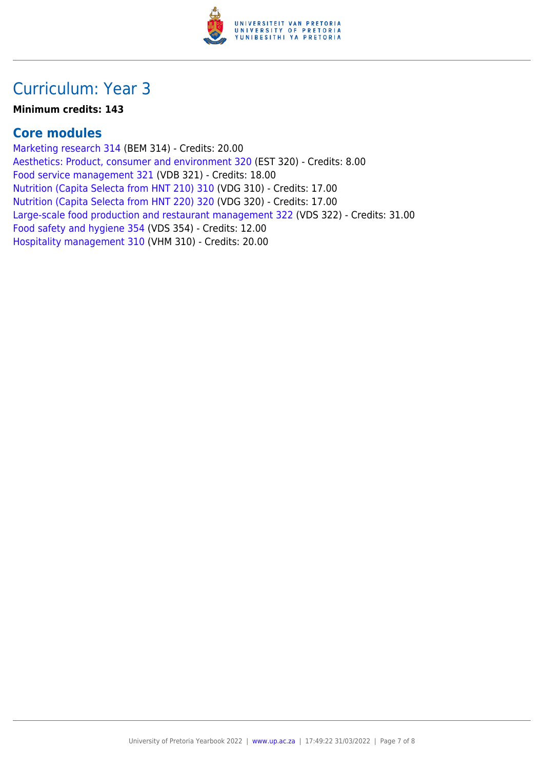# Curriculum: Year 3

**Minimum credits: 143**

## Core modules

Marketing research 314 (BEM 314) - Credits: 20.00
Aesthetics: Product, consumer and environment 320 (EST 320) - Credits: 8.00
Food service management 321 (VDB 321) - Credits: 18.00
Nutrition (Capita Selecta from HNT 210) 310 (VDG 310) - Credits: 17.00
Nutrition (Capita Selecta from HNT 220) 320 (VDG 320) - Credits: 17.00
Large-scale food production and restaurant management 322 (VDS 322) - Credits: 31.00
Food safety and hygiene 354 (VDS 354) - Credits: 12.00
Hospitality management 310 (VHM 310) - Credits: 20.00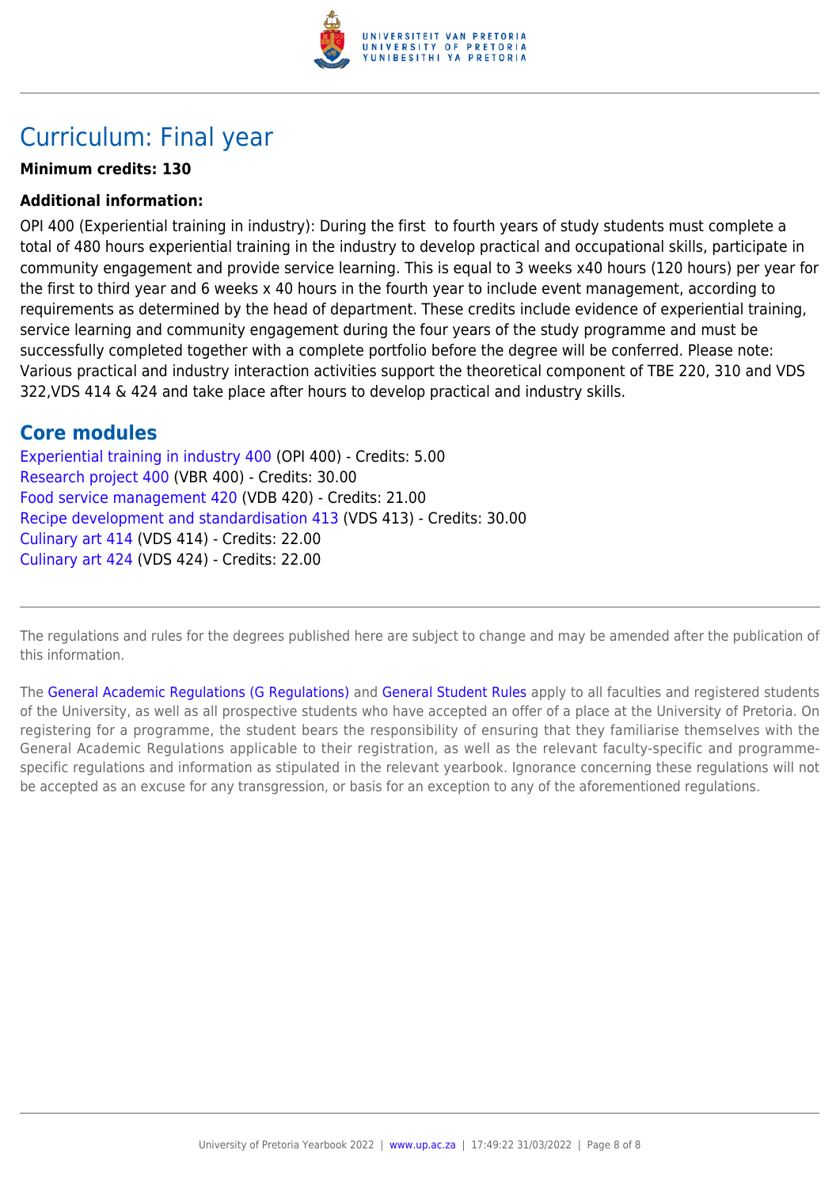# Curriculum: Final year

**Minimum credits: 130**

**Additional information:**

OPI 400 (Experiential training in industry): During the first  to fourth years of study students must complete a total of 480 hours experiential training in the industry to develop practical and occupational skills, participate in community engagement and provide service learning. This is equal to 3 weeks x40 hours (120 hours) per year for the first to third year and 6 weeks x 40 hours in the fourth year to include event management, according to requirements as determined by the head of department. These credits include evidence of experiential training, service learning and community engagement during the four years of the study programme and must be successfully completed together with a complete portfolio before the degree will be conferred. Please note: Various practical and industry interaction activities support the theoretical component of TBE 220, 310 and VDS 322,VDS 414 & 424 and take place after hours to develop practical and industry skills.

## Core modules

Experiential training in industry 400 (OPI 400) - Credits: 5.00
Research project 400 (VBR 400) - Credits: 30.00
Food service management 420 (VDB 420) - Credits: 21.00
Recipe development and standardisation 413 (VDS 413) - Credits: 30.00
Culinary art 414 (VDS 414) - Credits: 22.00
Culinary art 424 (VDS 424) - Credits: 22.00

---

The regulations and rules for the degrees published here are subject to change and may be amended after the publication of this information.

The General Academic Regulations (G Regulations) and General Student Rules apply to all faculties and registered students of the University, as well as all prospective students who have accepted an offer of a place at the University of Pretoria. On registering for a programme, the student bears the responsibility of ensuring that they familiarise themselves with the General Academic Regulations applicable to their registration, as well as the relevant faculty-specific and programme-specific regulations and information as stipulated in the relevant yearbook. Ignorance concerning these regulations will not be accepted as an excuse for any transgression, or basis for an exception to any of the aforementioned regulations.